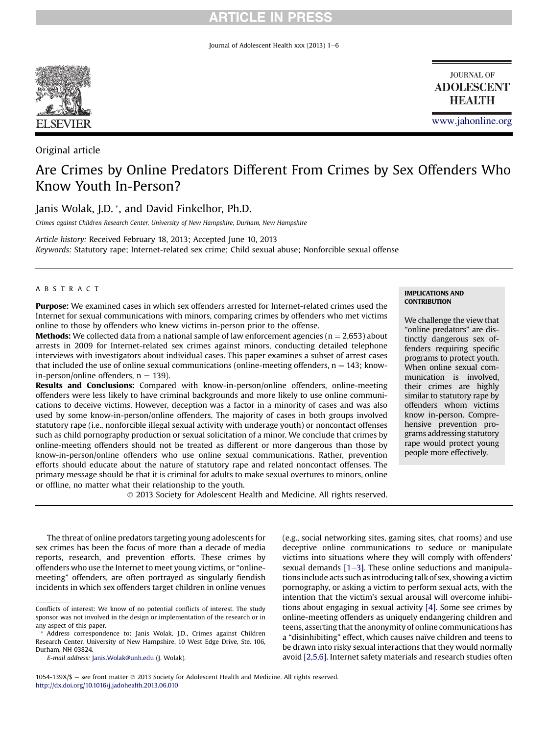Original article

# Are Crimes by Online Predators Different From Crimes by Sex Offenders Who Know Youth In-Person?

Janis Wolak, J.D. *, and David Finkelhor, Ph.D.

*Crimes against Children Research Center, University of New Hampshire, Durham, New Hampshire*

*Article history:* Received February 18, 2013; Accepted June 10, 2013

*Keywords:* Statutory rape; Internet-related sex crime; Child sexual abuse; Nonforcible sexual offense

## ABSTRACT

**Purpose:** We examined cases in which sex offenders arrested for Internet-related crimes used the Internet for sexual communications with minors, comparing crimes by offenders who met victims online to those by offenders who knew victims in-person prior to the offense.

**Methods:** We collected data from a national sample of law enforcement agencies (n = 2,653) about arrests in 2009 for Internet-related sex crimes against minors, conducting detailed telephone interviews with investigators about individual cases. This paper examines a subset of arrest cases that included the use of online sexual communications (online-meeting offenders, n = 143; know-in-person/online offenders, n = 139).

**Results and Conclusions:** Compared with know-in-person/online offenders, online-meeting offenders were less likely to have criminal backgrounds and more likely to use online communications to deceive victims. However, deception was a factor in a minority of cases and was also used by some know-in-person/online offenders. The majority of cases in both groups involved statutory rape (i.e., nonforcible illegal sexual activity with underage youth) or noncontact offenses such as child pornography production or sexual solicitation of a minor. We conclude that crimes by online-meeting offenders should not be treated as different or more dangerous than those by know-in-person/online offenders who use online sexual communications. Rather, prevention efforts should educate about the nature of statutory rape and related noncontact offenses. The primary message should be that it is criminal for adults to make sexual overtures to minors, online or offline, no matter what their relationship to the youth.

© 2013 Society for Adolescent Health and Medicine. All rights reserved.

**IMPLICATIONS AND CONTRIBUTION**

We challenge the view that "online predators" are distinctly dangerous sex offenders requiring specific programs to protect youth. When online sexual communication is involved, their crimes are highly similar to statutory rape by offenders whom victims know in-person. Comprehensive prevention programs addressing statutory rape would protect young people more effectively.

The threat of online predators targeting young adolescents for sex crimes has been the focus of more than a decade of media reports, research, and prevention efforts. These crimes by offenders who use the Internet to meet young victims, or "online-meeting" offenders, are often portrayed as singularly fiendish incidents in which sex offenders target children in online venues (e.g., social networking sites, gaming sites, chat rooms) and use deceptive online communications to seduce or manipulate victims into situations where they will comply with offenders' sexual demands [1–3]. These online seductions and manipulations include acts such as introducing talk of sex, showing a victim pornography, or asking a victim to perform sexual acts, with the intention that the victim's sexual arousal will overcome inhibitions about engaging in sexual activity [4]. Some see crimes by online-meeting offenders as uniquely endangering children and teens, asserting that the anonymity of online communications has a "disinhibiting" effect, which causes naïve children and teens to be drawn into risky sexual interactions that they would normally avoid [2,5,6]. Internet safety materials and research studies often

Conflicts of interest: We know of no potential conflicts of interest. The study sponsor was not involved in the design or implementation of the research or in any aspect of this paper.

* Address correspondence to: Janis Wolak, J.D., Crimes against Children Research Center, University of New Hampshire, 10 West Edge Drive, Ste. 106, Durham, NH 03824.

*E-mail address:* Janis.Wolak@unh.edu (J. Wolak).

1054-139X/$ – see front matter © 2013 Society for Adolescent Health and Medicine. All rights reserved.
http://dx.doi.org/10.1016/j.jadohealth.2013.06.010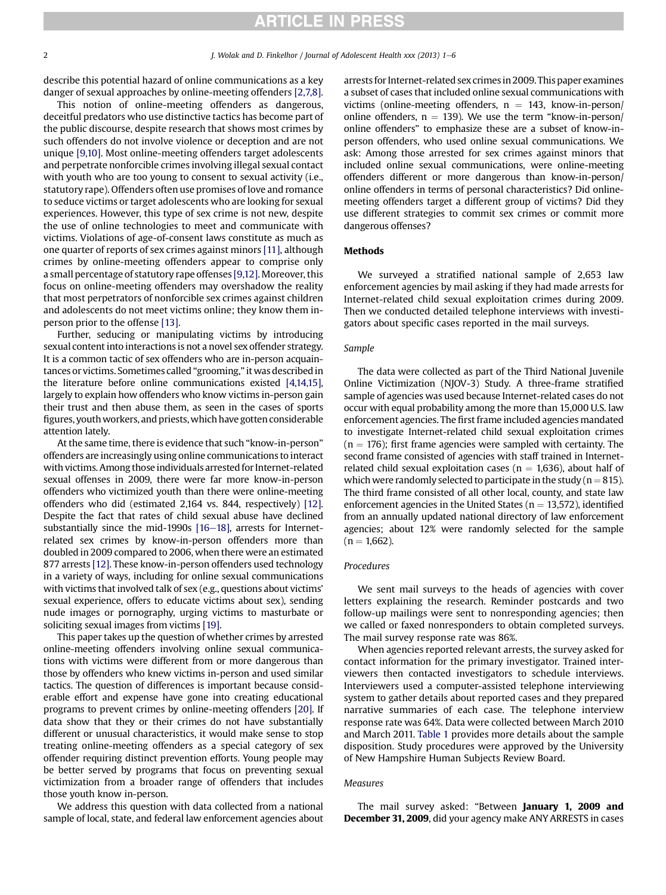describe this potential hazard of online communications as a key danger of sexual approaches by online-meeting offenders [2,7,8].

This notion of online-meeting offenders as dangerous, deceitful predators who use distinctive tactics has become part of the public discourse, despite research that shows most crimes by such offenders do not involve violence or deception and are not unique [9,10]. Most online-meeting offenders target adolescents and perpetrate nonforcible crimes involving illegal sexual contact with youth who are too young to consent to sexual activity (i.e., statutory rape). Offenders often use promises of love and romance to seduce victims or target adolescents who are looking for sexual experiences. However, this type of sex crime is not new, despite the use of online technologies to meet and communicate with victims. Violations of age-of-consent laws constitute as much as one quarter of reports of sex crimes against minors [11], although crimes by online-meeting offenders appear to comprise only a small percentage of statutory rape offenses [9,12]. Moreover, this focus on online-meeting offenders may overshadow the reality that most perpetrators of nonforcible sex crimes against children and adolescents do not meet victims online; they know them in-person prior to the offense [13].

Further, seducing or manipulating victims by introducing sexual content into interactions is not a novel sex offender strategy. It is a common tactic of sex offenders who are in-person acquaintances or victims. Sometimes called "grooming," it was described in the literature before online communications existed [4,14,15], largely to explain how offenders who know victims in-person gain their trust and then abuse them, as seen in the cases of sports figures, youth workers, and priests, which have gotten considerable attention lately.

At the same time, there is evidence that such "know-in-person" offenders are increasingly using online communications to interact with victims. Among those individuals arrested for Internet-related sexual offenses in 2009, there were far more know-in-person offenders who victimized youth than there were online-meeting offenders who did (estimated 2,164 vs. 844, respectively) [12]. Despite the fact that rates of child sexual abuse have declined substantially since the mid-1990s [16–18], arrests for Internet-related sex crimes by know-in-person offenders more than doubled in 2009 compared to 2006, when there were an estimated 877 arrests [12]. These know-in-person offenders used technology in a variety of ways, including for online sexual communications with victims that involved talk of sex (e.g., questions about victims' sexual experience, offers to educate victims about sex), sending nude images or pornography, urging victims to masturbate or soliciting sexual images from victims [19].

This paper takes up the question of whether crimes by arrested online-meeting offenders involving online sexual communications with victims were different from or more dangerous than those by offenders who knew victims in-person and used similar tactics. The question of differences is important because considerable effort and expense have gone into creating educational programs to prevent crimes by online-meeting offenders [20]. If data show that they or their crimes do not have substantially different or unusual characteristics, it would make sense to stop treating online-meeting offenders as a special category of sex offender requiring distinct prevention efforts. Young people may be better served by programs that focus on preventing sexual victimization from a broader range of offenders that includes those youth know in-person.

We address this question with data collected from a national sample of local, state, and federal law enforcement agencies about arrests for Internet-related sex crimes in 2009. This paper examines a subset of cases that included online sexual communications with victims (online-meeting offenders, n = 143, know-in-person/online offenders, n = 139). We use the term "know-in-person/online offenders" to emphasize these are a subset of know-in-person offenders, who used online sexual communications. We ask: Among those arrested for sex crimes against minors that included online sexual communications, were online-meeting offenders different or more dangerous than know-in-person/online offenders in terms of personal characteristics? Did online-meeting offenders target a different group of victims? Did they use different strategies to commit sex crimes or commit more dangerous offenses?

## Methods

We surveyed a stratified national sample of 2,653 law enforcement agencies by mail asking if they had made arrests for Internet-related child sexual exploitation crimes during 2009. Then we conducted detailed telephone interviews with investigators about specific cases reported in the mail surveys.

### *Sample*

The data were collected as part of the Third National Juvenile Online Victimization (NJOV-3) Study. A three-frame stratified sample of agencies was used because Internet-related cases do not occur with equal probability among the more than 15,000 U.S. law enforcement agencies. The first frame included agencies mandated to investigate Internet-related child sexual exploitation crimes (n = 176); first frame agencies were sampled with certainty. The second frame consisted of agencies with staff trained in Internet-related child sexual exploitation cases (n = 1,636), about half of which were randomly selected to participate in the study (n = 815). The third frame consisted of all other local, county, and state law enforcement agencies in the United States (n = 13,572), identified from an annually updated national directory of law enforcement agencies; about 12% were randomly selected for the sample (n = 1,662).

### *Procedures*

We sent mail surveys to the heads of agencies with cover letters explaining the research. Reminder postcards and two follow-up mailings were sent to nonresponding agencies; then we called or faxed nonresponders to obtain completed surveys. The mail survey response rate was 86%.

When agencies reported relevant arrests, the survey asked for contact information for the primary investigator. Trained interviewers then contacted investigators to schedule interviews. Interviewers used a computer-assisted telephone interviewing system to gather details about reported cases and they prepared narrative summaries of each case. The telephone interview response rate was 64%. Data were collected between March 2010 and March 2011. Table 1 provides more details about the sample disposition. Study procedures were approved by the University of New Hampshire Human Subjects Review Board.

### *Measures*

The mail survey asked: "Between **January 1, 2009 and December 31, 2009**, did your agency make ANY ARRESTS in cases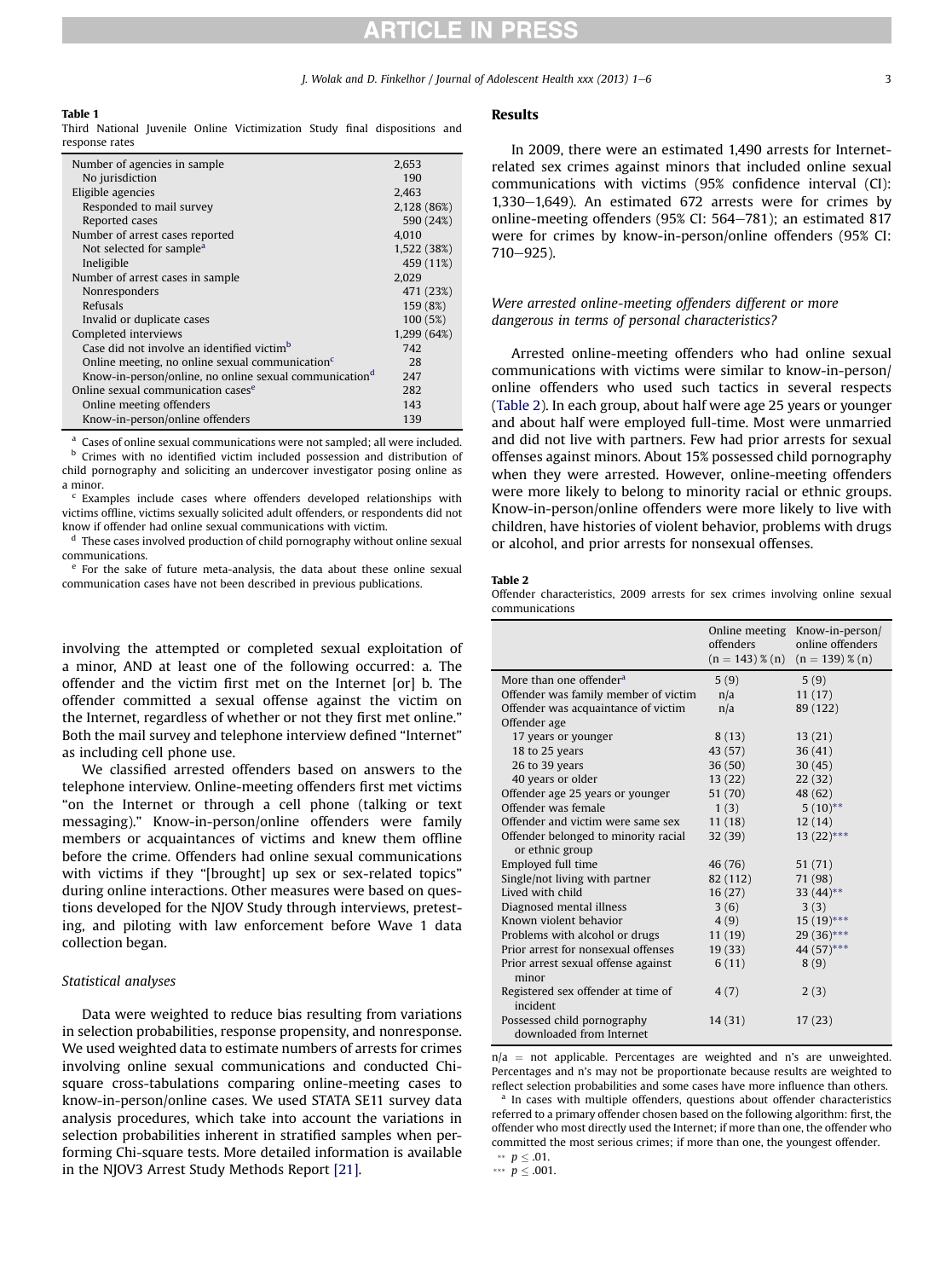**Table 1**
Third National Juvenile Online Victimization Study final dispositions and response rates

| | |
|---|---|
| Number of agencies in sample | 2,653 |
| No jurisdiction | 190 |
| Eligible agencies | 2,463 |
| Responded to mail survey | 2,128 (86%) |
| Reported cases | 590 (24%) |
| Number of arrest cases reported | 4,010 |
| Not selected for sample[a] | 1,522 (38%) |
| Ineligible | 459 (11%) |
| Number of arrest cases in sample | 2,029 |
| Nonresponders | 471 (23%) |
| Refusals | 159 (8%) |
| Invalid or duplicate cases | 100 (5%) |
| Completed interviews | 1,299 (64%) |
| Case did not involve an identified victim[b] | 742 |
| Online meeting, no online sexual communication[c] | 28 |
| Know-in-person/online, no online sexual communication[d] | 247 |
| Online sexual communication cases[e] | 282 |
| Online meeting offenders | 143 |
| Know-in-person/online offenders | 139 |

[a] Cases of online sexual communications were not sampled; all were included.
[b] Crimes with no identified victim included possession and distribution of child pornography and soliciting an undercover investigator posing online as a minor.
[c] Examples include cases where offenders developed relationships with victims offline, victims sexually solicited adult offenders, or respondents did not know if offender had online sexual communications with victim.
[d] These cases involved production of child pornography without online sexual communications.
[e] For the sake of future meta-analysis, the data about these online sexual communication cases have not been described in previous publications.

involving the attempted or completed sexual exploitation of a minor, AND at least one of the following occurred: a. The offender and the victim first met on the Internet [or] b. The offender committed a sexual offense against the victim on the Internet, regardless of whether or not they first met online." Both the mail survey and telephone interview defined "Internet" as including cell phone use.

We classified arrested offenders based on answers to the telephone interview. Online-meeting offenders first met victims "on the Internet or through a cell phone (talking or text messaging)." Know-in-person/online offenders were family members or acquaintances of victims and knew them offline before the crime. Offenders had online sexual communications with victims if they "[brought] up sex or sex-related topics" during online interactions. Other measures were based on questions developed for the NJOV Study through interviews, pretesting, and piloting with law enforcement before Wave 1 data collection began.

### Statistical analyses

Data were weighted to reduce bias resulting from variations in selection probabilities, response propensity, and nonresponse. We used weighted data to estimate numbers of arrests for crimes involving online sexual communications and conducted Chi-square cross-tabulations comparing online-meeting cases to know-in-person/online cases. We used STATA SE11 survey data analysis procedures, which take into account the variations in selection probabilities inherent in stratified samples when performing Chi-square tests. More detailed information is available in the NJOV3 Arrest Study Methods Report [21].

## Results

In 2009, there were an estimated 1,490 arrests for Internet-related sex crimes against minors that included online sexual communications with victims (95% confidence interval (CI): 1,330–1,649). An estimated 672 arrests were for crimes by online-meeting offenders (95% CI: 564–781); an estimated 817 were for crimes by know-in-person/online offenders (95% CI: 710–925).

### *Were arrested online-meeting offenders different or more dangerous in terms of personal characteristics?*

Arrested online-meeting offenders who had online sexual communications with victims were similar to know-in-person/online offenders who used such tactics in several respects (Table 2). In each group, about half were age 25 years or younger and about half were employed full-time. Most were unmarried and did not live with partners. Few had prior arrests for sexual offenses against minors. About 15% possessed child pornography when they were arrested. However, online-meeting offenders were more likely to belong to minority racial or ethnic groups. Know-in-person/online offenders were more likely to live with children, have histories of violent behavior, problems with drugs or alcohol, and prior arrests for nonsexual offenses.

**Table 2**
Offender characteristics, 2009 arrests for sex crimes involving online sexual communications

| | Online meeting offenders (n = 143) % (n) | Know-in-person/ online offenders (n = 139) % (n) |
|---|---|---|
| More than one offender[a] | 5 (9) | 5 (9) |
| Offender was family member of victim | n/a | 11 (17) |
| Offender was acquaintance of victim | n/a | 89 (122) |
| Offender age | | |
| 17 years or younger | 8 (13) | 13 (21) |
| 18 to 25 years | 43 (57) | 36 (41) |
| 26 to 39 years | 36 (50) | 30 (45) |
| 40 years or older | 13 (22) | 22 (32) |
| Offender age 25 years or younger | 51 (70) | 48 (62) |
| Offender was female | 1 (3) | 5 (10)** |
| Offender and victim were same sex | 11 (18) | 12 (14) |
| Offender belonged to minority racial or ethnic group | 32 (39) | 13 (22)*** |
| Employed full time | 46 (76) | 51 (71) |
| Single/not living with partner | 82 (112) | 71 (98) |
| Lived with child | 16 (27) | 33 (44)** |
| Diagnosed mental illness | 3 (6) | 3 (3) |
| Known violent behavior | 4 (9) | 15 (19)*** |
| Problems with alcohol or drugs | 11 (19) | 29 (36)*** |
| Prior arrest for nonsexual offenses | 19 (33) | 44 (57)*** |
| Prior arrest sexual offense against minor | 6 (11) | 8 (9) |
| Registered sex offender at time of incident | 4 (7) | 2 (3) |
| Possessed child pornography downloaded from Internet | 14 (31) | 17 (23) |

n/a = not applicable. Percentages are weighted and n's are unweighted. Percentages and n's may not be proportionate because results are weighted to reflect selection probabilities and some cases have more influence than others.
[a] In cases with multiple offenders, questions about offender characteristics referred to a primary offender chosen based on the following algorithm: first, the offender who most directly used the Internet; if more than one, the offender who committed the most serious crimes; if more than one, the youngest offender.
** $p \leq .01$.
*** $p \leq .001$.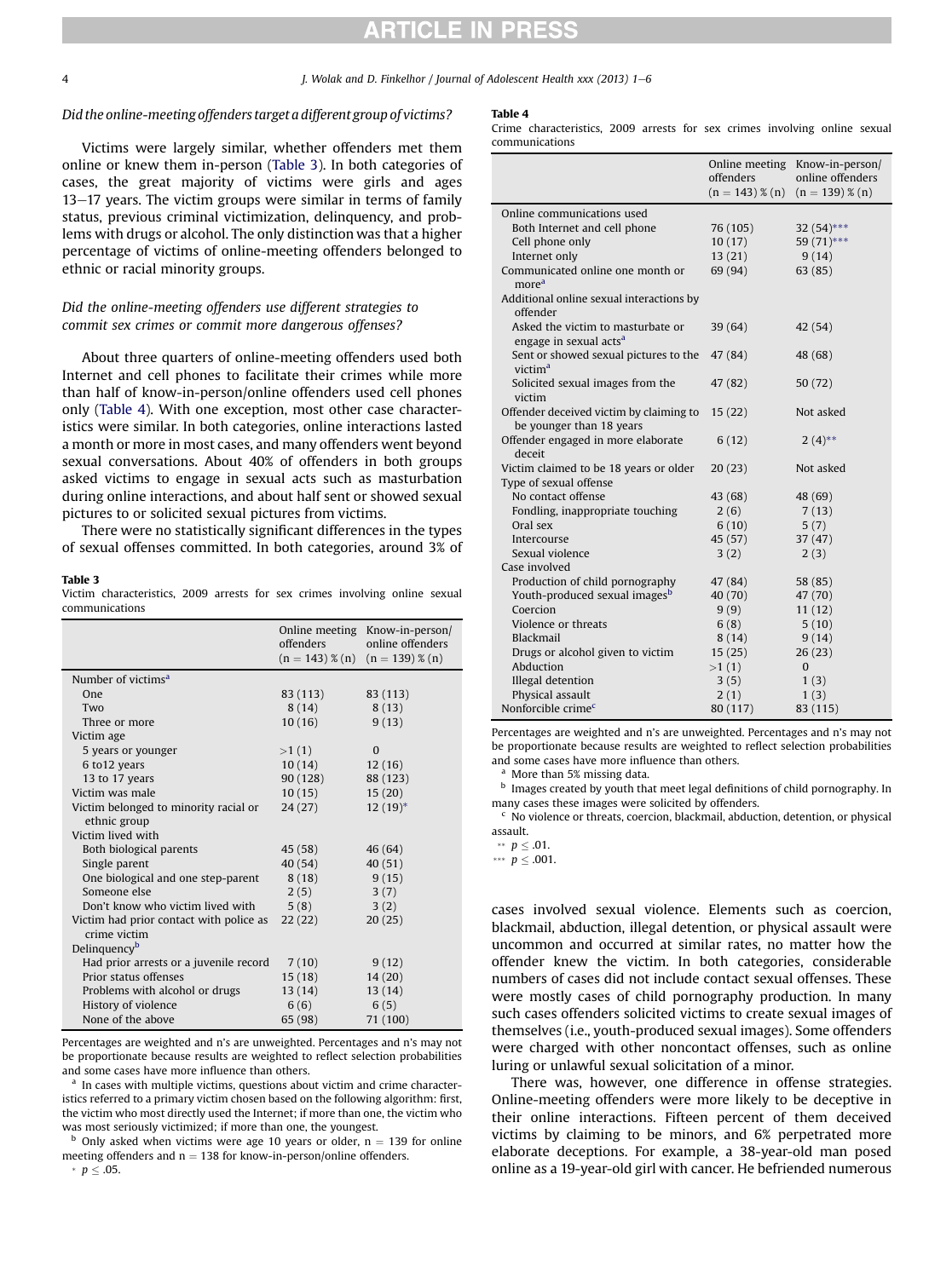### Did the online-meeting offenders target a different group of victims?

Victims were largely similar, whether offenders met them online or knew them in-person (Table 3). In both categories of cases, the great majority of victims were girls and ages 13–17 years. The victim groups were similar in terms of family status, previous criminal victimization, delinquency, and problems with drugs or alcohol. The only distinction was that a higher percentage of victims of online-meeting offenders belonged to ethnic or racial minority groups.

### Did the online-meeting offenders use different strategies to commit sex crimes or commit more dangerous offenses?

About three quarters of online-meeting offenders used both Internet and cell phones to facilitate their crimes while more than half of know-in-person/online offenders used cell phones only (Table 4). With one exception, most other case characteristics were similar. In both categories, online interactions lasted a month or more in most cases, and many offenders went beyond sexual conversations. About 40% of offenders in both groups asked victims to engage in sexual acts such as masturbation during online interactions, and about half sent or showed sexual pictures to or solicited sexual pictures from victims.

There were no statistically significant differences in the types of sexual offenses committed. In both categories, around 3% of cases involved sexual violence. Elements such as coercion, blackmail, abduction, illegal detention, or physical assault were uncommon and occurred at similar rates, no matter how the offender knew the victim. In both categories, considerable numbers of cases did not include contact sexual offenses. These were mostly cases of child pornography production. In many such cases offenders solicited victims to create sexual images of themselves (i.e., youth-produced sexual images). Some offenders were charged with other noncontact offenses, such as online luring or unlawful sexual solicitation of a minor.

There was, however, one difference in offense strategies. Online-meeting offenders were more likely to be deceptive in their online interactions. Fifteen percent of them deceived victims by claiming to be minors, and 6% perpetrated more elaborate deceptions. For example, a 38-year-old man posed online as a 19-year-old girl with cancer. He befriended numerous

**Table 3**
Victim characteristics, 2009 arrests for sex crimes involving online sexual communications

| | Online meeting offenders (n = 143) % (n) | Know-in-person/ online offenders (n = 139) % (n) |
|---|---|---|
| Number of victims[a] | | |
| One | 83 (113) | 83 (113) |
| Two | 8 (14) | 8 (13) |
| Three or more | 10 (16) | 9 (13) |
| Victim age | | |
| 5 years or younger | >1 (1) | 0 |
| 6 to12 years | 10 (14) | 12 (16) |
| 13 to 17 years | 90 (128) | 88 (123) |
| Victim was male | 10 (15) | 15 (20) |
| Victim belonged to minority racial or ethnic group | 24 (27) | 12 (19)* |
| Victim lived with | | |
| Both biological parents | 45 (58) | 46 (64) |
| Single parent | 40 (54) | 40 (51) |
| One biological and one step-parent | 8 (18) | 9 (15) |
| Someone else | 2 (5) | 3 (7) |
| Don't know who victim lived with | 5 (8) | 3 (2) |
| Victim had prior contact with police as crime victim | 22 (22) | 20 (25) |
| Delinquency[b] | | |
| Had prior arrests or a juvenile record | 7 (10) | 9 (12) |
| Prior status offenses | 15 (18) | 14 (20) |
| Problems with alcohol or drugs | 13 (14) | 13 (14) |
| History of violence | 6 (6) | 6 (5) |
| None of the above | 65 (98) | 71 (100) |

Percentages are weighted and n's are unweighted. Percentages and n's may not be proportionate because results are weighted to reflect selection probabilities and some cases have more influence than others.

[a] In cases with multiple victims, questions about victim and crime characteristics referred to a primary victim chosen based on the following algorithm: first, the victim who most directly used the Internet; if more than one, the victim who was most seriously victimized; if more than one, the youngest.

[b] Only asked when victims were age 10 years or older, n = 139 for online meeting offenders and n = 138 for know-in-person/online offenders.

\* $p \leq .05$.

**Table 4**
Crime characteristics, 2009 arrests for sex crimes involving online sexual communications

| | Online meeting offenders (n = 143) % (n) | Know-in-person/ online offenders (n = 139) % (n) |
|---|---|---|
| Online communications used | | |
| Both Internet and cell phone | 76 (105) | 32 (54)*** |
| Cell phone only | 10 (17) | 59 (71)*** |
| Internet only | 13 (21) | 9 (14) |
| Communicated online one month or more[a] | 69 (94) | 63 (85) |
| Additional online sexual interactions by offender | | |
| Asked the victim to masturbate or engage in sexual acts[a] | 39 (64) | 42 (54) |
| Sent or showed sexual pictures to the victim[a] | 47 (84) | 48 (68) |
| Solicited sexual images from the victim | 47 (82) | 50 (72) |
| Offender deceived victim by claiming to be younger than 18 years | 15 (22) | Not asked |
| Offender engaged in more elaborate deceit | 6 (12) | 2 (4)** |
| Victim claimed to be 18 years or older | 20 (23) | Not asked |
| Type of sexual offense | | |
| No contact offense | 43 (68) | 48 (69) |
| Fondling, inappropriate touching | 2 (6) | 7 (13) |
| Oral sex | 6 (10) | 5 (7) |
| Intercourse | 45 (57) | 37 (47) |
| Sexual violence | 3 (2) | 2 (3) |
| Case involved | | |
| Production of child pornography | 47 (84) | 58 (85) |
| Youth-produced sexual images[b] | 40 (70) | 47 (70) |
| Coercion | 9 (9) | 11 (12) |
| Violence or threats | 6 (8) | 5 (10) |
| Blackmail | 8 (14) | 9 (14) |
| Drugs or alcohol given to victim | 15 (25) | 26 (23) |
| Abduction | >1 (1) | 0 |
| Illegal detention | 3 (5) | 1 (3) |
| Physical assault | 2 (1) | 1 (3) |
| Nonforcible crime[c] | 80 (117) | 83 (115) |

Percentages are weighted and n's are unweighted. Percentages and n's may not be proportionate because results are weighted to reflect selection probabilities and some cases have more influence than others.

[a] More than 5% missing data.

[b] Images created by youth that meet legal definitions of child pornography. In many cases these images were solicited by offenders.

[c] No violence or threats, coercion, blackmail, abduction, detention, or physical assault.

\*\* $p \leq .01$.

\*\*\* $p \leq .001$.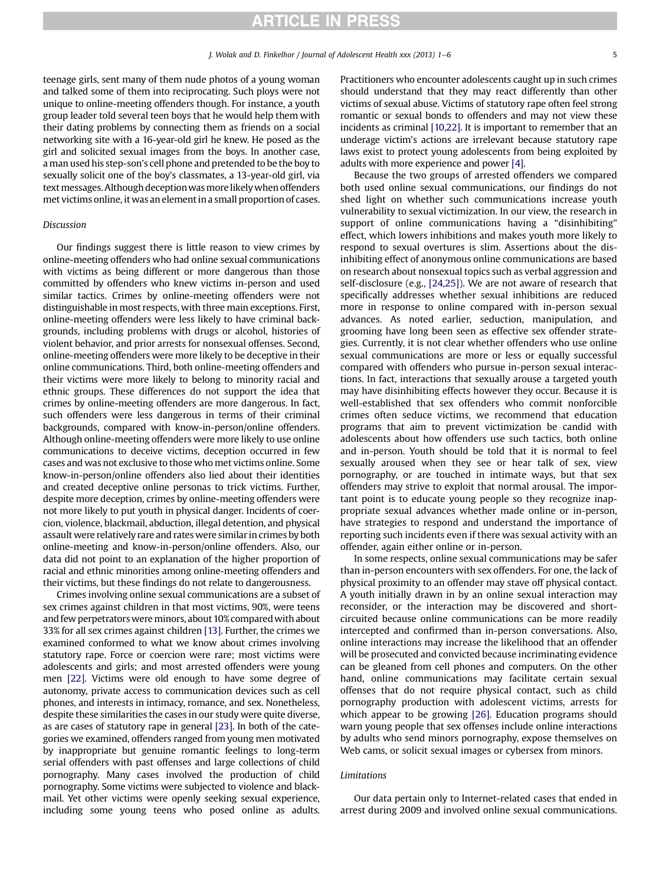teenage girls, sent many of them nude photos of a young woman and talked some of them into reciprocating. Such ploys were not unique to online-meeting offenders though. For instance, a youth group leader told several teen boys that he would help them with their dating problems by connecting them as friends on a social networking site with a 16-year-old girl he knew. He posed as the girl and solicited sexual images from the boys. In another case, a man used his step-son's cell phone and pretended to be the boy to sexually solicit one of the boy's classmates, a 13-year-old girl, via text messages. Although deception was more likely when offenders met victims online, it was an element in a small proportion of cases.

### Discussion

Our findings suggest there is little reason to view crimes by online-meeting offenders who had online sexual communications with victims as being different or more dangerous than those committed by offenders who knew victims in-person and used similar tactics. Crimes by online-meeting offenders were not distinguishable in most respects, with three main exceptions. First, online-meeting offenders were less likely to have criminal backgrounds, including problems with drugs or alcohol, histories of violent behavior, and prior arrests for nonsexual offenses. Second, online-meeting offenders were more likely to be deceptive in their online communications. Third, both online-meeting offenders and their victims were more likely to belong to minority racial and ethnic groups. These differences do not support the idea that crimes by online-meeting offenders are more dangerous. In fact, such offenders were less dangerous in terms of their criminal backgrounds, compared with know-in-person/online offenders. Although online-meeting offenders were more likely to use online communications to deceive victims, deception occurred in few cases and was not exclusive to those who met victims online. Some know-in-person/online offenders also lied about their identities and created deceptive online personas to trick victims. Further, despite more deception, crimes by online-meeting offenders were not more likely to put youth in physical danger. Incidents of coercion, violence, blackmail, abduction, illegal detention, and physical assault were relatively rare and rates were similar in crimes by both online-meeting and know-in-person/online offenders. Also, our data did not point to an explanation of the higher proportion of racial and ethnic minorities among online-meeting offenders and their victims, but these findings do not relate to dangerousness.

Crimes involving online sexual communications are a subset of sex crimes against children in that most victims, 90%, were teens and few perpetrators were minors, about 10% compared with about 33% for all sex crimes against children [13]. Further, the crimes we examined conformed to what we know about crimes involving statutory rape. Force or coercion were rare; most victims were adolescents and girls; and most arrested offenders were young men [22]. Victims were old enough to have some degree of autonomy, private access to communication devices such as cell phones, and interests in intimacy, romance, and sex. Nonetheless, despite these similarities the cases in our study were quite diverse, as are cases of statutory rape in general [23]. In both of the categories we examined, offenders ranged from young men motivated by inappropriate but genuine romantic feelings to long-term serial offenders with past offenses and large collections of child pornography. Many cases involved the production of child pornography. Some victims were subjected to violence and blackmail. Yet other victims were openly seeking sexual experience, including some young teens who posed online as adults. Practitioners who encounter adolescents caught up in such crimes should understand that they may react differently than other victims of sexual abuse. Victims of statutory rape often feel strong romantic or sexual bonds to offenders and may not view these incidents as criminal [10,22]. It is important to remember that an underage victim's actions are irrelevant because statutory rape laws exist to protect young adolescents from being exploited by adults with more experience and power [4].

Because the two groups of arrested offenders we compared both used online sexual communications, our findings do not shed light on whether such communications increase youth vulnerability to sexual victimization. In our view, the research in support of online communications having a "disinhibiting" effect, which lowers inhibitions and makes youth more likely to respond to sexual overtures is slim. Assertions about the disinhibiting effect of anonymous online communications are based on research about nonsexual topics such as verbal aggression and self-disclosure (e.g., [24,25]). We are not aware of research that specifically addresses whether sexual inhibitions are reduced more in response to online compared with in-person sexual advances. As noted earlier, seduction, manipulation, and grooming have long been seen as effective sex offender strategies. Currently, it is not clear whether offenders who use online sexual communications are more or less or equally successful compared with offenders who pursue in-person sexual interactions. In fact, interactions that sexually arouse a targeted youth may have disinhibiting effects however they occur. Because it is well-established that sex offenders who commit nonforcible crimes often seduce victims, we recommend that education programs that aim to prevent victimization be candid with adolescents about how offenders use such tactics, both online and in-person. Youth should be told that it is normal to feel sexually aroused when they see or hear talk of sex, view pornography, or are touched in intimate ways, but that sex offenders may strive to exploit that normal arousal. The important point is to educate young people so they recognize inappropriate sexual advances whether made online or in-person, have strategies to respond and understand the importance of reporting such incidents even if there was sexual activity with an offender, again either online or in-person.

In some respects, online sexual communications may be safer than in-person encounters with sex offenders. For one, the lack of physical proximity to an offender may stave off physical contact. A youth initially drawn in by an online sexual interaction may reconsider, or the interaction may be discovered and short-circuited because online communications can be more readily intercepted and confirmed than in-person conversations. Also, online interactions may increase the likelihood that an offender will be prosecuted and convicted because incriminating evidence can be gleaned from cell phones and computers. On the other hand, online communications may facilitate certain sexual offenses that do not require physical contact, such as child pornography production with adolescent victims, arrests for which appear to be growing [26]. Education programs should warn young people that sex offenses include online interactions by adults who send minors pornography, expose themselves on Web cams, or solicit sexual images or cybersex from minors.

### Limitations

Our data pertain only to Internet-related cases that ended in arrest during 2009 and involved online sexual communications.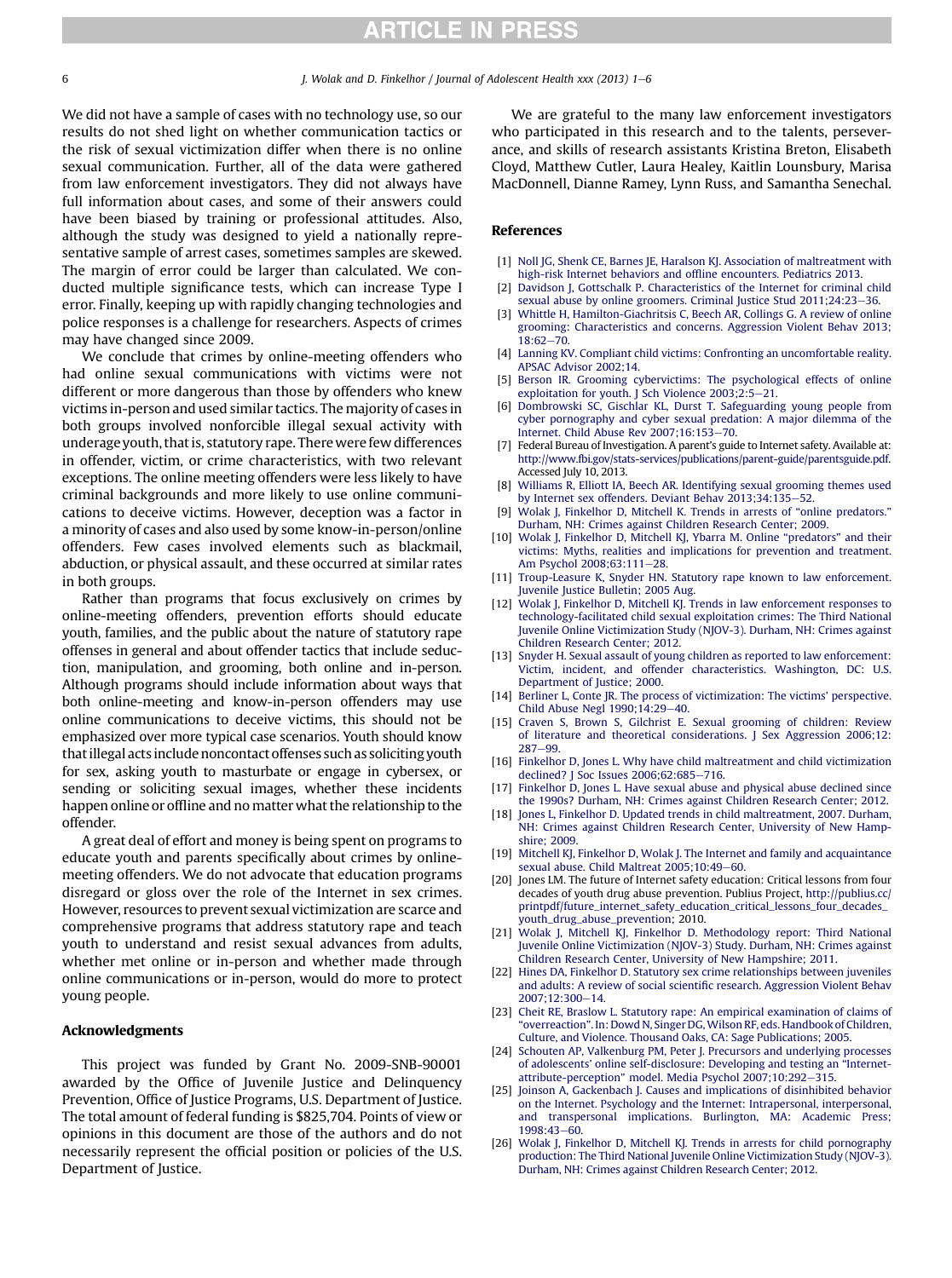We did not have a sample of cases with no technology use, so our results do not shed light on whether communication tactics or the risk of sexual victimization differ when there is no online sexual communication. Further, all of the data were gathered from law enforcement investigators. They did not always have full information about cases, and some of their answers could have been biased by training or professional attitudes. Also, although the study was designed to yield a nationally representative sample of arrest cases, sometimes samples are skewed. The margin of error could be larger than calculated. We conducted multiple significance tests, which can increase Type I error. Finally, keeping up with rapidly changing technologies and police responses is a challenge for researchers. Aspects of crimes may have changed since 2009.

We conclude that crimes by online-meeting offenders who had online sexual communications with victims were not different or more dangerous than those by offenders who knew victims in-person and used similar tactics. The majority of cases in both groups involved nonforcible illegal sexual activity with underage youth, that is, statutory rape. There were few differences in offender, victim, or crime characteristics, with two relevant exceptions. The online meeting offenders were less likely to have criminal backgrounds and more likely to use online communications to deceive victims. However, deception was a factor in a minority of cases and also used by some know-in-person/online offenders. Few cases involved elements such as blackmail, abduction, or physical assault, and these occurred at similar rates in both groups.

Rather than programs that focus exclusively on crimes by online-meeting offenders, prevention efforts should educate youth, families, and the public about the nature of statutory rape offenses in general and about offender tactics that include seduction, manipulation, and grooming, both online and in-person. Although programs should include information about ways that both online-meeting and know-in-person offenders may use online communications to deceive victims, this should not be emphasized over more typical case scenarios. Youth should know that illegal acts include noncontact offenses such as soliciting youth for sex, asking youth to masturbate or engage in cybersex, or sending or soliciting sexual images, whether these incidents happen online or offline and no matter what the relationship to the offender.

A great deal of effort and money is being spent on programs to educate youth and parents specifically about crimes by online-meeting offenders. We do not advocate that education programs disregard or gloss over the role of the Internet in sex crimes. However, resources to prevent sexual victimization are scarce and comprehensive programs that address statutory rape and teach youth to understand and resist sexual advances from adults, whether met online or in-person and whether made through online communications or in-person, would do more to protect young people.

## Acknowledgments

This project was funded by Grant No. 2009-SNB-90001 awarded by the Office of Juvenile Justice and Delinquency Prevention, Office of Justice Programs, U.S. Department of Justice. The total amount of federal funding is $825,704. Points of view or opinions in this document are those of the authors and do not necessarily represent the official position or policies of the U.S. Department of Justice.

We are grateful to the many law enforcement investigators who participated in this research and to the talents, perseverance, and skills of research assistants Kristina Breton, Elisabeth Cloyd, Matthew Cutler, Laura Healey, Kaitlin Lounsbury, Marisa MacDonnell, Dianne Ramey, Lynn Russ, and Samantha Senechal.

## References

[1] Noll JG, Shenk CE, Barnes JE, Haralson KJ. Association of maltreatment with high-risk Internet behaviors and offline encounters. Pediatrics 2013.

[2] Davidson J, Gottschalk P. Characteristics of the Internet for criminal child sexual abuse by online groomers. Criminal Justice Stud 2011;24:23–36.

[3] Whittle H, Hamilton-Giachritsis C, Beech AR, Collings G. A review of online grooming: Characteristics and concerns. Aggression Violent Behav 2013; 18:62–70.

[4] Lanning KV. Compliant child victims: Confronting an uncomfortable reality. APSAC Advisor 2002;14.

[5] Berson IR. Grooming cybervictims: The psychological effects of online exploitation for youth. J Sch Violence 2003;2:5–21.

[6] Dombrowski SC, Gischlar KL, Durst T. Safeguarding young people from cyber pornography and cyber sexual predation: A major dilemma of the Internet. Child Abuse Rev 2007;16:153–70.

[7] Federal Bureau of Investigation. A parent's guide to Internet safety. Available at: http://www.fbi.gov/stats-services/publications/parent-guide/parentsguide.pdf. Accessed July 10, 2013.

[8] Williams R, Elliott IA, Beech AR. Identifying sexual grooming themes used by Internet sex offenders. Deviant Behav 2013;34:135–52.

[9] Wolak J, Finkelhor D, Mitchell K. Trends in arrests of "online predators." Durham, NH: Crimes against Children Research Center; 2009.

[10] Wolak J, Finkelhor D, Mitchell KJ, Ybarra M. Online "predators" and their victims: Myths, realities and implications for prevention and treatment. Am Psychol 2008;63:111–28.

[11] Troup-Leasure K, Snyder HN. Statutory rape known to law enforcement. Juvenile Justice Bulletin; 2005 Aug.

[12] Wolak J, Finkelhor D, Mitchell KJ. Trends in law enforcement responses to technology-facilitated child sexual exploitation crimes: The Third National Juvenile Online Victimization Study (NJOV-3). Durham, NH: Crimes against Children Research Center; 2012.

[13] Snyder H. Sexual assault of young children as reported to law enforcement: Victim, incident, and offender characteristics. Washington, DC: U.S. Department of Justice; 2000.

[14] Berliner L, Conte JR. The process of victimization: The victims' perspective. Child Abuse Negl 1990;14:29–40.

[15] Craven S, Brown S, Gilchrist E. Sexual grooming of children: Review of literature and theoretical considerations. J Sex Aggression 2006;12: 287–99.

[16] Finkelhor D, Jones L. Why have child maltreatment and child victimization declined? J Soc Issues 2006;62:685–716.

[17] Finkelhor D, Jones L. Have sexual abuse and physical abuse declined since the 1990s? Durham, NH: Crimes against Children Research Center; 2012.

[18] Jones L, Finkelhor D. Updated trends in child maltreatment, 2007. Durham, NH: Crimes against Children Research Center, University of New Hampshire; 2009.

[19] Mitchell KJ, Finkelhor D, Wolak J. The Internet and family and acquaintance sexual abuse. Child Maltreat 2005;10:49–60.

[20] Jones LM. The future of Internet safety education: Critical lessons from four decades of youth drug abuse prevention. Publius Project, http://publius.cc/printpdf/future_internet_safety_education_critical_lessons_four_decades_youth_drug_abuse_prevention; 2010.

[21] Wolak J, Mitchell KJ, Finkelhor D. Methodology report: Third National Juvenile Online Victimization (NJOV-3) Study. Durham, NH: Crimes against Children Research Center, University of New Hampshire; 2011.

[22] Hines DA, Finkelhor D. Statutory sex crime relationships between juveniles and adults: A review of social scientific research. Aggression Violent Behav 2007;12:300–14.

[23] Cheit RE, Braslow L. Statutory rape: An empirical examination of claims of "overreaction". In: Dowd N, Singer DG, Wilson RF, eds. Handbook of Children, Culture, and Violence. Thousand Oaks, CA: Sage Publications; 2005.

[24] Schouten AP, Valkenburg PM, Peter J. Precursors and underlying processes of adolescents' online self-disclosure: Developing and testing an "Internet-attribute-perception" model. Media Psychol 2007;10:292–315.

[25] Joinson A, Gackenbach J. Causes and implications of disinhibited behavior on the Internet. Psychology and the Internet: Intrapersonal, interpersonal, and transpersonal implications. Burlington, MA: Academic Press; 1998:43–60.

[26] Wolak J, Finkelhor D, Mitchell KJ. Trends in arrests for child pornography production: The Third National Juvenile Online Victimization Study (NJOV-3). Durham, NH: Crimes against Children Research Center; 2012.